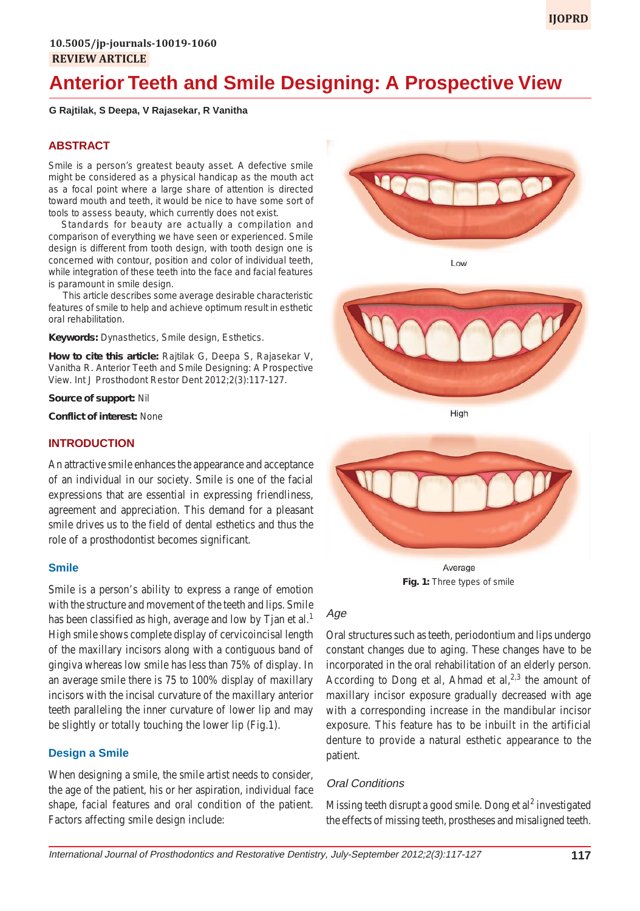10.5005/jp-journals-10019-1060

**REVIEW ARTICLE**

# Anterior Teeth and Smile Designing: A Prospective View

**G Rajtilak, S Deepa, V Rajasekar, R Vanitha**

## ABSTRACT

Smile is a person's greatest beauty asset. A defective smile might be considered as a physical handicap as the mouth act as a focal point where a large share of attention is directed toward mouth and teeth, it would be nice to have some sort of tools to assess beauty, which currently does not exist.

Standards for beauty are actually a compilation and comparison of everything we have seen or experienced. Smile design is different from tooth design, with tooth design one is concerned with contour, position and color of individual teeth, while integration of these teeth into the face and facial features is paramount in smile design.

This article describes some average desirable characteristic features of smile to help and achieve optimum result in esthetic oral rehabilitation.

**Keywords:** Dynasthetics, Smile design, Esthetics.

**How to cite this article:** Rajtilak G, Deepa S, Rajasekar V, Vanitha R. Anterior Teeth and Smile Designing: A Prospective View. Int J Prosthodont Restor Dent 2012;2(3):117-127.

**Source of support:** Nil

**Conflict of interest:** None

## INTRODUCTION

An attractive smile enhances the appearance and acceptance of an individual in our society. Smile is one of the facial expressions that are essential in expressing friendliness, agreement and appreciation. This demand for a pleasant smile drives us to the field of dental esthetics and thus the role of a prosthodontist becomes significant.

### Smile

Smile is a person's ability to express a range of emotion with the structure and movement of the teeth and lips. Smile has been classified as high, average and low by Tjan et al.[1] High smile shows complete display of cervicoincisal length of the maxillary incisors along with a contiguous band of gingiva whereas low smile has less than 75% of display. In an average smile there is 75 to 100% display of maxillary incisors with the incisal curvature of the maxillary anterior teeth paralleling the inner curvature of lower lip and may be slightly or totally touching the lower lip (Fig.1).

### Design a Smile

When designing a smile, the smile artist needs to consider, the age of the patient, his or her aspiration, individual face shape, facial features and oral condition of the patient. Factors affecting smile design include:

Low

High

Average

**Fig. 1:** Three types of smile

#### *Age*

Oral structures such as teeth, periodontium and lips undergo constant changes due to aging. These changes have to be incorporated in the oral rehabilitation of an elderly person. According to Dong et al, Ahmad et al,[2,3] the amount of maxillary incisor exposure gradually decreased with age with a corresponding increase in the mandibular incisor exposure. This feature has to be inbuilt in the artificial denture to provide a natural esthetic appearance to the patient.

#### *Oral Conditions*

Missing teeth disrupt a good smile. Dong et al[2] investigated the effects of missing teeth, prostheses and misaligned teeth.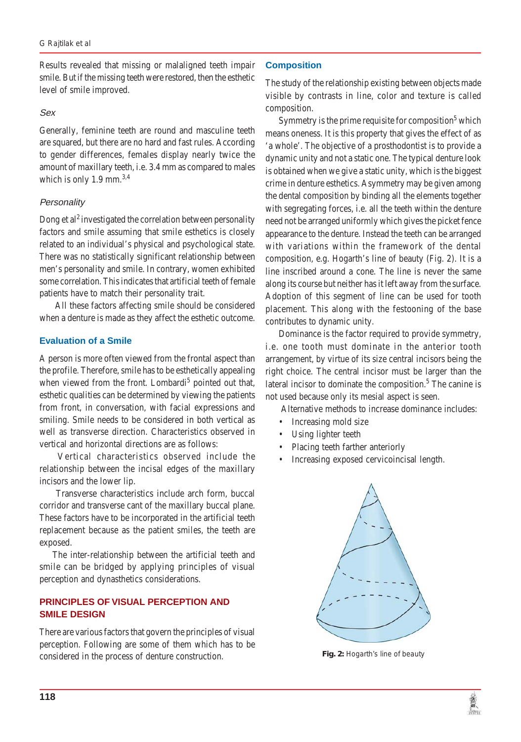Results revealed that missing or malaligned teeth impair smile. But if the missing teeth were restored, then the esthetic level of smile improved.

### *Sex*

Generally, feminine teeth are round and masculine teeth are squared, but there are no hard and fast rules. According to gender differences, females display nearly twice the amount of maxillary teeth, i.e. 3.4 mm as compared to males which is only 1.9 mm.[3,4]

### *Personality*

Dong et al[2] investigated the correlation between personality factors and smile assuming that smile esthetics is closely related to an individual's physical and psychological state. There was no statistically significant relationship between men's personality and smile. In contrary, women exhibited some correlation. This indicates that artificial teeth of female patients have to match their personality trait.

All these factors affecting smile should be considered when a denture is made as they affect the esthetic outcome.

## Evaluation of a Smile

A person is more often viewed from the frontal aspect than the profile. Therefore, smile has to be esthetically appealing when viewed from the front. Lombardi[5] pointed out that, esthetic qualities can be determined by viewing the patients from front, in conversation, with facial expressions and smiling. Smile needs to be considered in both vertical as well as transverse direction. Characteristics observed in vertical and horizontal directions are as follows:

Vertical characteristics observed include the relationship between the incisal edges of the maxillary incisors and the lower lip.

Transverse characteristics include arch form, buccal corridor and transverse cant of the maxillary buccal plane. These factors have to be incorporated in the artificial teeth replacement because as the patient smiles, the teeth are exposed.

The inter-relationship between the artificial teeth and smile can be bridged by applying principles of visual perception and dynasthetics considerations.

## PRINCIPLES OF VISUAL PERCEPTION AND SMILE DESIGN

There are various factors that govern the principles of visual perception. Following are some of them which has to be considered in the process of denture construction.

## Composition

The study of the relationship existing between objects made visible by contrasts in line, color and texture is called composition.

Symmetry is the prime requisite for composition[5] which means oneness. It is this property that gives the effect of as 'a whole'. The objective of a prosthodontist is to provide a dynamic unity and not a static one. The typical denture look is obtained when we give a static unity, which is the biggest crime in denture esthetics. Asymmetry may be given among the dental composition by binding all the elements together with segregating forces, i.e. all the teeth within the denture need not be arranged uniformly which gives the picket fence appearance to the denture. Instead the teeth can be arranged with variations within the framework of the dental composition, e.g. Hogarth's line of beauty (Fig. 2). It is a line inscribed around a cone. The line is never the same along its course but neither has it left away from the surface. Adoption of this segment of line can be used for tooth placement. This along with the festooning of the base contributes to dynamic unity.

Dominance is the factor required to provide symmetry, i.e. one tooth must dominate in the anterior tooth arrangement, by virtue of its size central incisors being the right choice. The central incisor must be larger than the lateral incisor to dominate the composition.[5] The canine is not used because only its mesial aspect is seen.

Alternative methods to increase dominance includes:

- Increasing mold size
- Using lighter teeth
- Placing teeth farther anteriorly
- Increasing exposed cervicoincisal length.

**Fig. 2:** Hogarth's line of beauty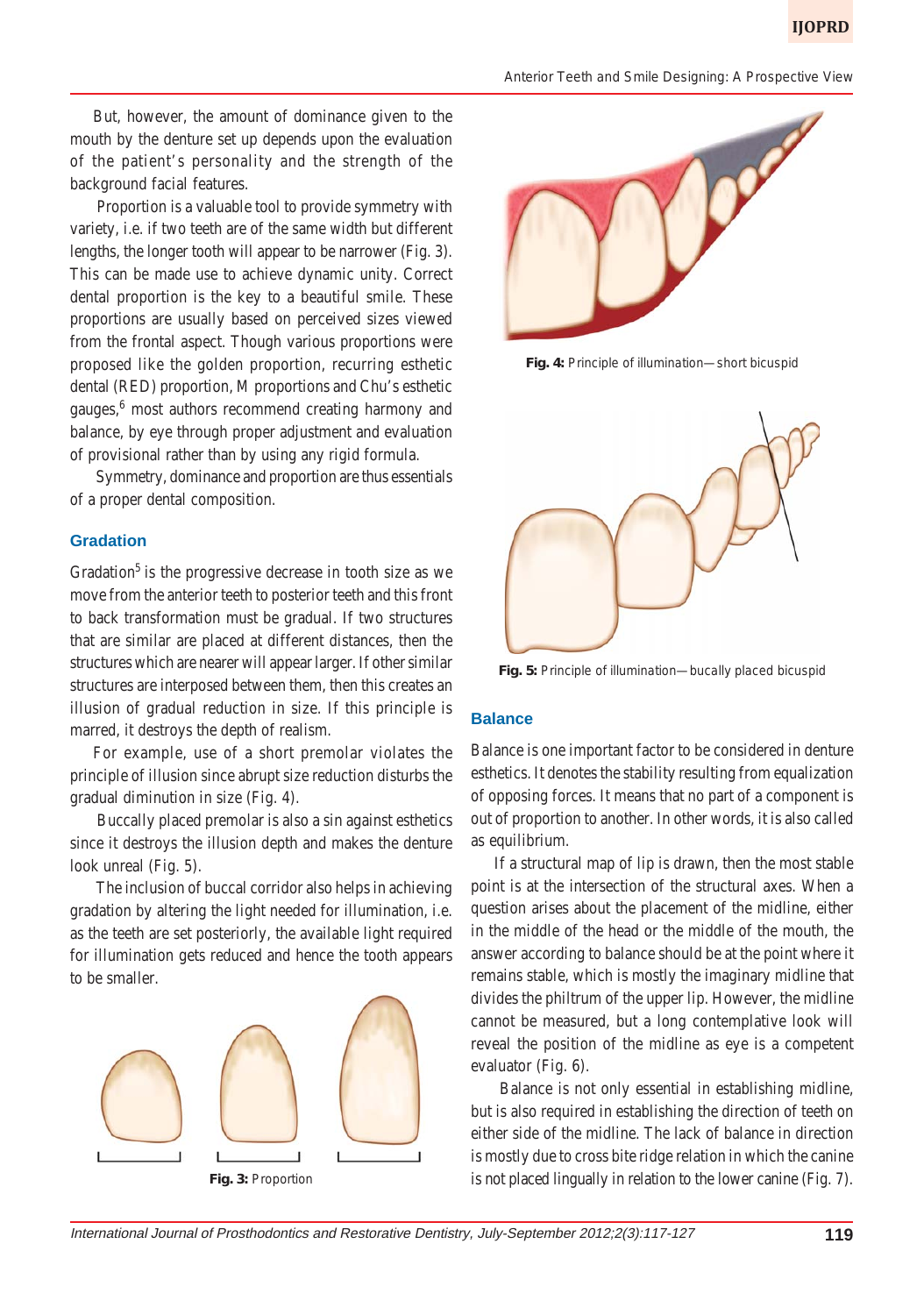But, however, the amount of dominance given to the mouth by the denture set up depends upon the evaluation of the patient's personality and the strength of the background facial features.

Proportion is a valuable tool to provide symmetry with variety, i.e. if two teeth are of the same width but different lengths, the longer tooth will appear to be narrower (Fig. 3). This can be made use to achieve dynamic unity. Correct dental proportion is the key to a beautiful smile. These proportions are usually based on perceived sizes viewed from the frontal aspect. Though various proportions were proposed like the golden proportion, recurring esthetic dental (RED) proportion, M proportions and Chu's esthetic gauges,[6] most authors recommend creating harmony and balance, by eye through proper adjustment and evaluation of provisional rather than by using any rigid formula.

Symmetry, dominance and proportion are thus essentials of a proper dental composition.

## Gradation

Gradation[5] is the progressive decrease in tooth size as we move from the anterior teeth to posterior teeth and this front to back transformation must be gradual. If two structures that are similar are placed at different distances, then the structures which are nearer will appear larger. If other similar structures are interposed between them, then this creates an illusion of gradual reduction in size. If this principle is marred, it destroys the depth of realism.

For example, use of a short premolar violates the principle of illusion since abrupt size reduction disturbs the gradual diminution in size (Fig. 4).

Buccally placed premolar is also a sin against esthetics since it destroys the illusion depth and makes the denture look unreal (Fig. 5).

The inclusion of buccal corridor also helps in achieving gradation by altering the light needed for illumination, i.e. as the teeth are set posteriorly, the available light required for illumination gets reduced and hence the tooth appears to be smaller.

**Fig. 3:** Proportion

**Fig. 4:** Principle of illumination—short bicuspid

**Fig. 5:** Principle of illumination—bucally placed bicuspid

## Balance

Balance is one important factor to be considered in denture esthetics. It denotes the stability resulting from equalization of opposing forces. It means that no part of a component is out of proportion to another. In other words, it is also called as equilibrium.

If a structural map of lip is drawn, then the most stable point is at the intersection of the structural axes. When a question arises about the placement of the midline, either in the middle of the head or the middle of the mouth, the answer according to balance should be at the point where it remains stable, which is mostly the imaginary midline that divides the philtrum of the upper lip. However, the midline cannot be measured, but a long contemplative look will reveal the position of the midline as eye is a competent evaluator (Fig. 6).

Balance is not only essential in establishing midline, but is also required in establishing the direction of teeth on either side of the midline. The lack of balance in direction is mostly due to cross bite ridge relation in which the canine is not placed lingually in relation to the lower canine (Fig. 7).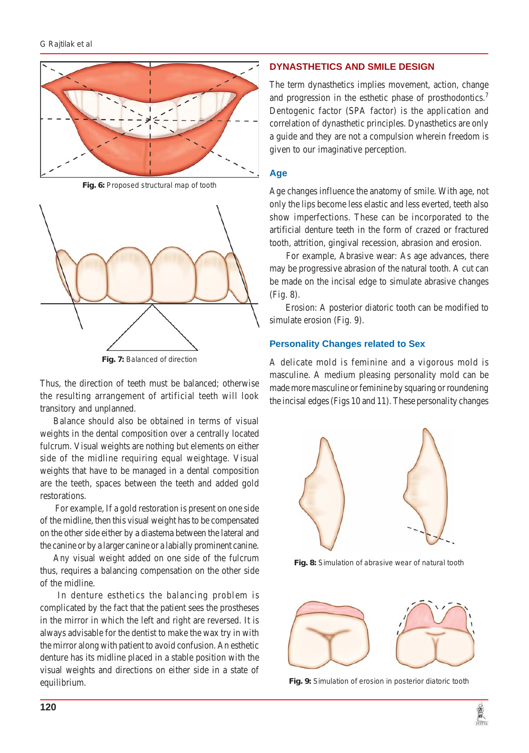Fig. 6: Proposed structural map of tooth

Fig. 7: Balanced of direction

Thus, the direction of teeth must be balanced; otherwise the resulting arrangement of artificial teeth will look transitory and unplanned.

Balance should also be obtained in terms of visual weights in the dental composition over a centrally located fulcrum. Visual weights are nothing but elements on either side of the midline requiring equal weightage. Visual weights that have to be managed in a dental composition are the teeth, spaces between the teeth and added gold restorations.

For example, If a gold restoration is present on one side of the midline, then this visual weight has to be compensated on the other side either by a diastema between the lateral and the canine or by a larger canine or a labially prominent canine.

Any visual weight added on one side of the fulcrum thus, requires a balancing compensation on the other side of the midline.

In denture esthetics the balancing problem is complicated by the fact that the patient sees the prostheses in the mirror in which the left and right are reversed. It is always advisable for the dentist to make the wax try in with the mirror along with patient to avoid confusion. An esthetic denture has its midline placed in a stable position with the visual weights and directions on either side in a state of equilibrium.

## DYNASTHETICS AND SMILE DESIGN

The term dynasthetics implies movement, action, change and progression in the esthetic phase of prosthodontics.[7] Dentogenic factor (SPA factor) is the application and correlation of dynasthetic principles. Dynasthetics are only a guide and they are not a compulsion wherein freedom is given to our imaginative perception.

### Age

Age changes influence the anatomy of smile. With age, not only the lips become less elastic and less everted, teeth also show imperfections. These can be incorporated to the artificial denture teeth in the form of crazed or fractured tooth, attrition, gingival recession, abrasion and erosion.

For example, Abrasive wear: As age advances, there may be progressive abrasion of the natural tooth. A cut can be made on the incisal edge to simulate abrasive changes (Fig. 8).

Erosion: A posterior diatoric tooth can be modified to simulate erosion (Fig. 9).

### Personality Changes related to Sex

A delicate mold is feminine and a vigorous mold is masculine. A medium pleasing personality mold can be made more masculine or feminine by squaring or roundening the incisal edges (Figs 10 and 11). These personality changes

Fig. 8: Simulation of abrasive wear of natural tooth

Fig. 9: Simulation of erosion in posterior diatoric tooth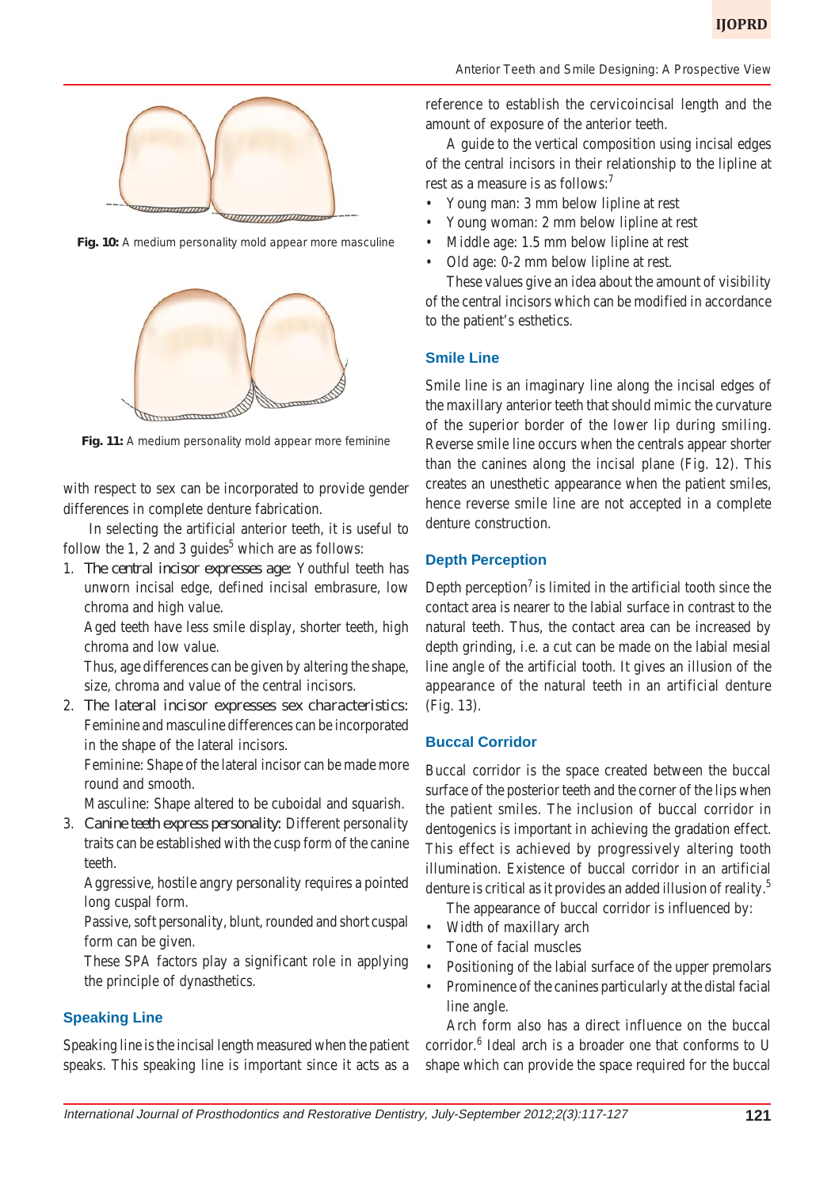Fig. 10: A medium personality mold appear more masculine

Fig. 11: A medium personality mold appear more feminine

with respect to sex can be incorporated to provide gender differences in complete denture fabrication.

In selecting the artificial anterior teeth, it is useful to follow the 1, 2 and 3 guides[5] which are as follows:

1. *The central incisor expresses age:* Youthful teeth has unworn incisal edge, defined incisal embrasure, low chroma and high value.

   Aged teeth have less smile display, shorter teeth, high chroma and low value.

   Thus, age differences can be given by altering the shape, size, chroma and value of the central incisors.
2. *The lateral incisor expresses sex characteristics:* Feminine and masculine differences can be incorporated in the shape of the lateral incisors.

   Feminine: Shape of the lateral incisor can be made more round and smooth.

   Masculine: Shape altered to be cuboidal and squarish.
3. *Canine teeth express personality:* Different personality traits can be established with the cusp form of the canine teeth.

   Aggressive, hostile angry personality requires a pointed long cuspal form.

   Passive, soft personality, blunt, rounded and short cuspal form can be given.

   These SPA factors play a significant role in applying the principle of dynasthetics.

## Speaking Line

Speaking line is the incisal length measured when the patient speaks. This speaking line is important since it acts as a reference to establish the cervicoincisal length and the amount of exposure of the anterior teeth.

A guide to the vertical composition using incisal edges of the central incisors in their relationship to the lipline at rest as a measure is as follows:[7]

- Young man: 3 mm below lipline at rest
- Young woman: 2 mm below lipline at rest
- Middle age: 1.5 mm below lipline at rest
- Old age: 0-2 mm below lipline at rest.

These values give an idea about the amount of visibility of the central incisors which can be modified in accordance to the patient's esthetics.

## Smile Line

Smile line is an imaginary line along the incisal edges of the maxillary anterior teeth that should mimic the curvature of the superior border of the lower lip during smiling. Reverse smile line occurs when the centrals appear shorter than the canines along the incisal plane (Fig. 12). This creates an unesthetic appearance when the patient smiles, hence reverse smile line are not accepted in a complete denture construction.

## Depth Perception

Depth perception[7] is limited in the artificial tooth since the contact area is nearer to the labial surface in contrast to the natural teeth. Thus, the contact area can be increased by depth grinding, i.e. a cut can be made on the labial mesial line angle of the artificial tooth. It gives an illusion of the appearance of the natural teeth in an artificial denture (Fig. 13).

## Buccal Corridor

Buccal corridor is the space created between the buccal surface of the posterior teeth and the corner of the lips when the patient smiles. The inclusion of buccal corridor in dentogenics is important in achieving the gradation effect. This effect is achieved by progressively altering tooth illumination. Existence of buccal corridor in an artificial denture is critical as it provides an added illusion of reality.[5]

The appearance of buccal corridor is influenced by:

- Width of maxillary arch
- Tone of facial muscles
- Positioning of the labial surface of the upper premolars
- Prominence of the canines particularly at the distal facial line angle.

Arch form also has a direct influence on the buccal corridor.[6] Ideal arch is a broader one that conforms to U shape which can provide the space required for the buccal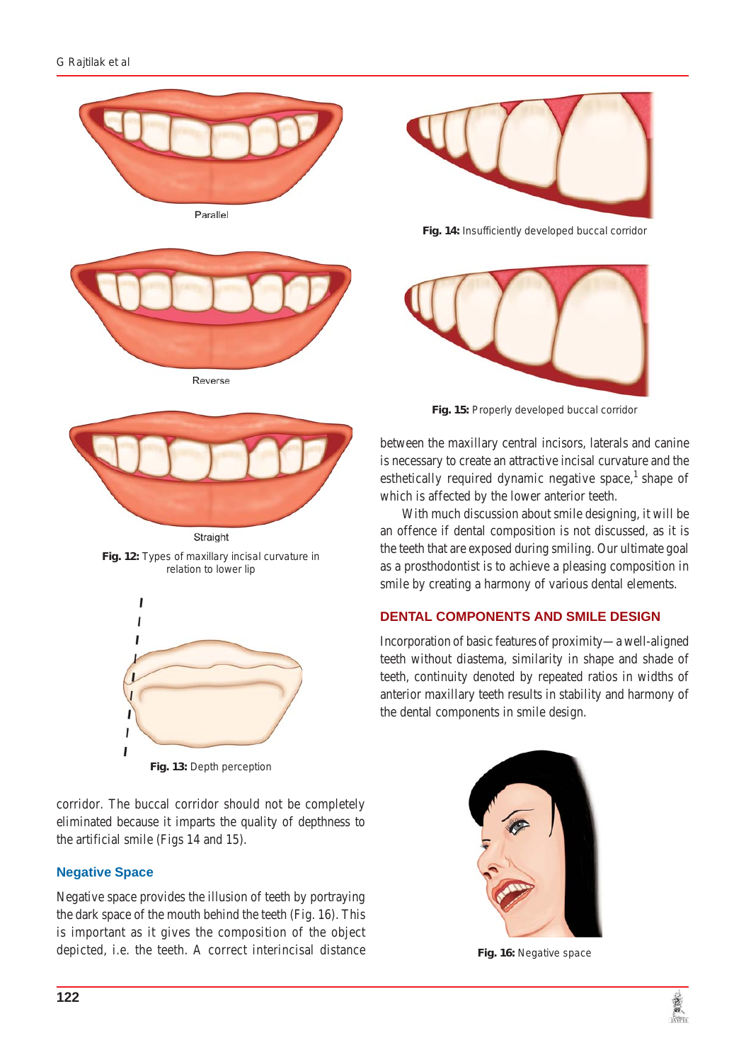Parallel

Reverse

Straight

**Fig. 12:** Types of maxillary incisal curvature in relation to lower lip

**Fig. 13:** Depth perception

corridor. The buccal corridor should not be completely eliminated because it imparts the quality of depthness to the artificial smile (Figs 14 and 15).

**Fig. 14:** Insufficiently developed buccal corridor

**Fig. 15:** Properly developed buccal corridor

### Negative Space

Negative space provides the illusion of teeth by portraying the dark space of the mouth behind the teeth (Fig. 16). This is important as it gives the composition of the object depicted, i.e. the teeth. A correct interincisal distance between the maxillary central incisors, laterals and canine is necessary to create an attractive incisal curvature and the esthetically required dynamic negative space,[1] shape of which is affected by the lower anterior teeth.

With much discussion about smile designing, it will be an offence if dental composition is not discussed, as it is the teeth that are exposed during smiling. Our ultimate goal as a prosthodontist is to achieve a pleasing composition in smile by creating a harmony of various dental elements.

## DENTAL COMPONENTS AND SMILE DESIGN

Incorporation of basic features of proximity—a well-aligned teeth without diastema, similarity in shape and shade of teeth, continuity denoted by repeated ratios in widths of anterior maxillary teeth results in stability and harmony of the dental components in smile design.

**Fig. 16:** Negative space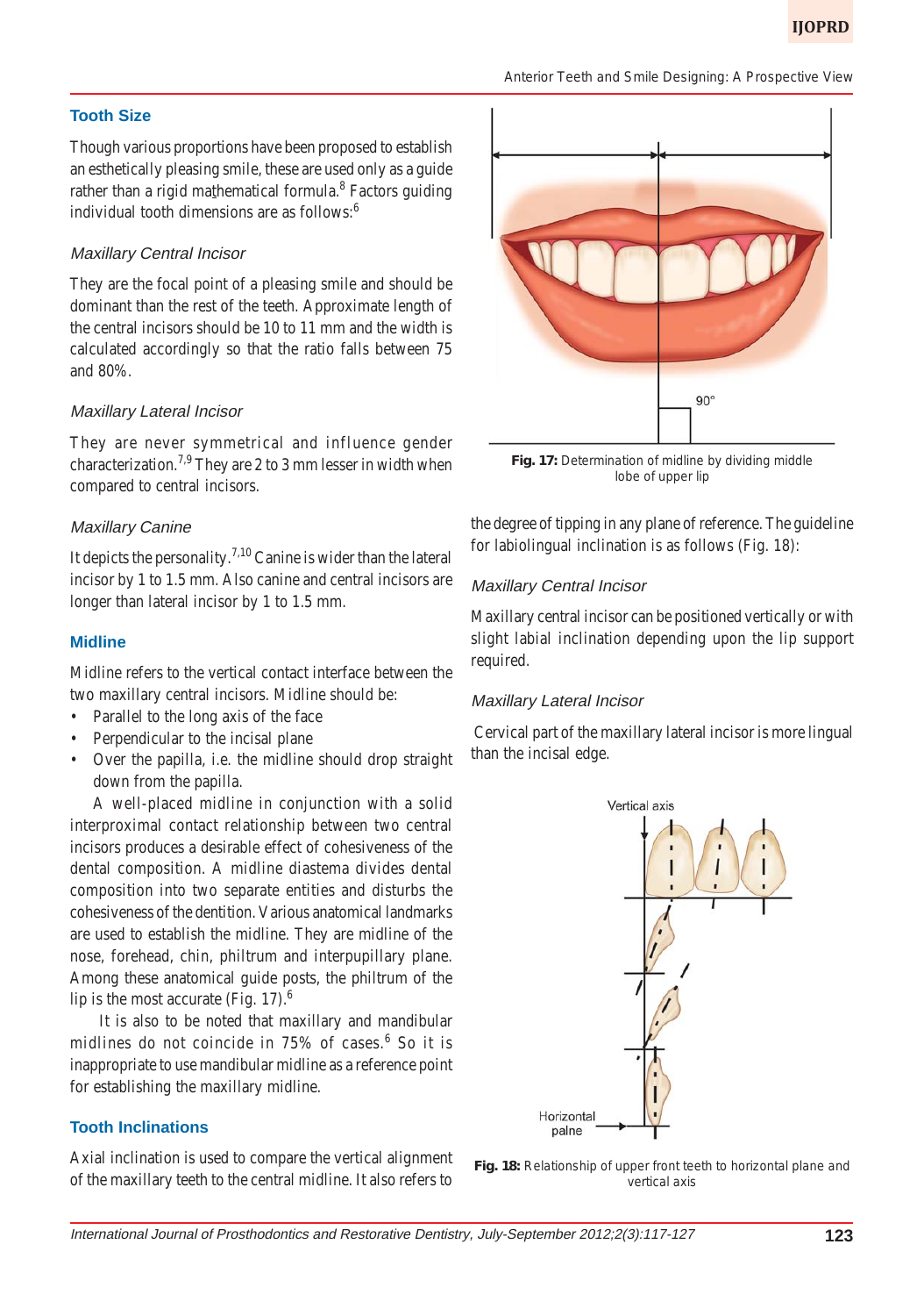## Tooth Size

Though various proportions have been proposed to establish an esthetically pleasing smile, these are used only as a guide rather than a rigid mathematical formula.[8] Factors guiding individual tooth dimensions are as follows:[6]

### *Maxillary Central Incisor*

They are the focal point of a pleasing smile and should be dominant than the rest of the teeth. Approximate length of the central incisors should be 10 to 11 mm and the width is calculated accordingly so that the ratio falls between 75 and 80%.

### *Maxillary Lateral Incisor*

They are never symmetrical and influence gender characterization.[7,9] They are 2 to 3 mm lesser in width when compared to central incisors.

### *Maxillary Canine*

It depicts the personality.[7,10] Canine is wider than the lateral incisor by 1 to 1.5 mm. Also canine and central incisors are longer than lateral incisor by 1 to 1.5 mm.

## Midline

Midline refers to the vertical contact interface between the two maxillary central incisors. Midline should be:

- Parallel to the long axis of the face
- Perpendicular to the incisal plane
- Over the papilla, i.e. the midline should drop straight down from the papilla.

A well-placed midline in conjunction with a solid interproximal contact relationship between two central incisors produces a desirable effect of cohesiveness of the dental composition. A midline diastema divides dental composition into two separate entities and disturbs the cohesiveness of the dentition. Various anatomical landmarks are used to establish the midline. They are midline of the nose, forehead, chin, philtrum and interpupillary plane. Among these anatomical guide posts, the philtrum of the lip is the most accurate (Fig. 17).[6]

It is also to be noted that maxillary and mandibular midlines do not coincide in 75% of cases.[6] So it is inappropriate to use mandibular midline as a reference point for establishing the maxillary midline.

**Fig. 17:** Determination of midline by dividing middle lobe of upper lip

## Tooth Inclinations

Axial inclination is used to compare the vertical alignment of the maxillary teeth to the central midline. It also refers to the degree of tipping in any plane of reference. The guideline for labiolingual inclination is as follows (Fig. 18):

### *Maxillary Central Incisor*

Maxillary central incisor can be positioned vertically or with slight labial inclination depending upon the lip support required.

### *Maxillary Lateral Incisor*

Cervical part of the maxillary lateral incisor is more lingual than the incisal edge.

**Fig. 18:** Relationship of upper front teeth to horizontal plane and vertical axis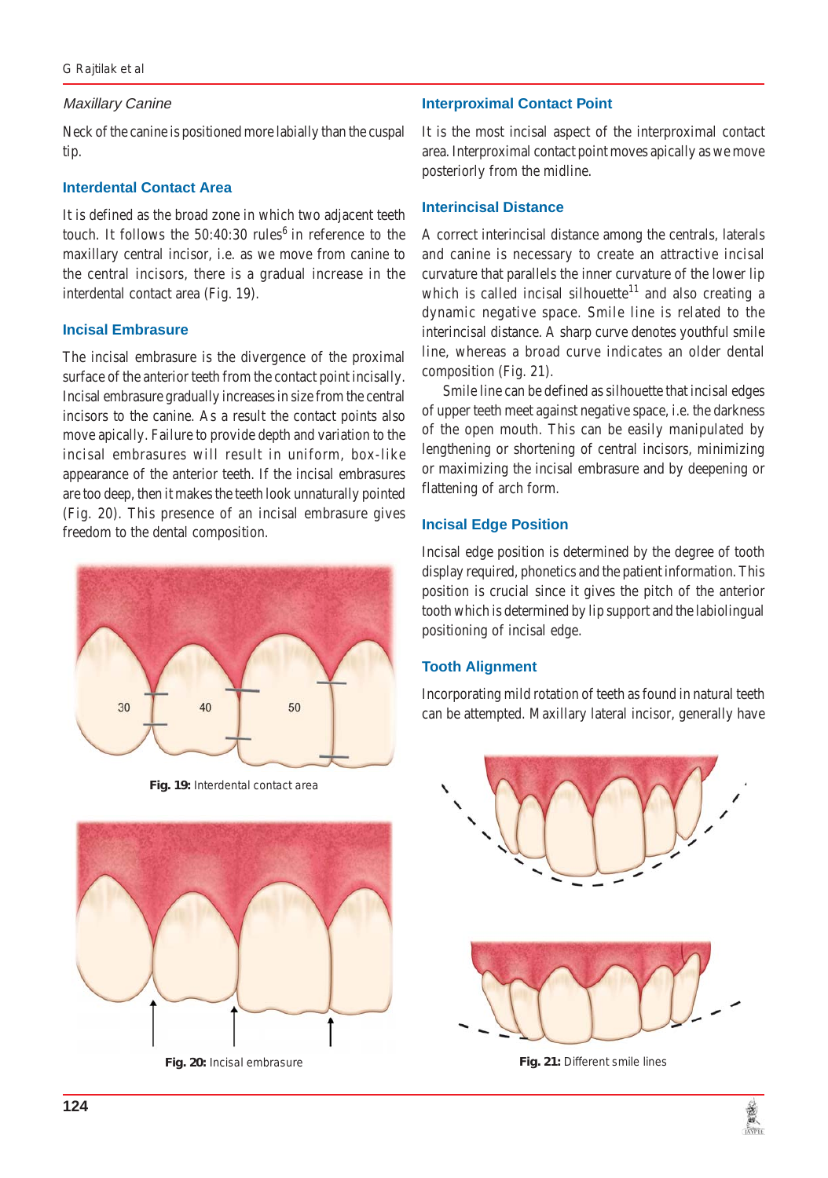### *Maxillary Canine*

Neck of the canine is positioned more labially than the cuspal tip.

### Interdental Contact Area

It is defined as the broad zone in which two adjacent teeth touch. It follows the 50:40:30 rules[6] in reference to the maxillary central incisor, i.e. as we move from canine to the central incisors, there is a gradual increase in the interdental contact area (Fig. 19).

### Incisal Embrasure

The incisal embrasure is the divergence of the proximal surface of the anterior teeth from the contact point incisally. Incisal embrasure gradually increases in size from the central incisors to the canine. As a result the contact points also move apically. Failure to provide depth and variation to the incisal embrasures will result in uniform, box-like appearance of the anterior teeth. If the incisal embrasures are too deep, then it makes the teeth look unnaturally pointed (Fig. 20). This presence of an incisal embrasure gives freedom to the dental composition.

**Fig. 19:** Interdental contact area

**Fig. 20:** Incisal embrasure

### Interproximal Contact Point

It is the most incisal aspect of the interproximal contact area. Interproximal contact point moves apically as we move posteriorly from the midline.

### Interincisal Distance

A correct interincisal distance among the centrals, laterals and canine is necessary to create an attractive incisal curvature that parallels the inner curvature of the lower lip which is called incisal silhouette[11] and also creating a dynamic negative space. Smile line is related to the interincisal distance. A sharp curve denotes youthful smile line, whereas a broad curve indicates an older dental composition (Fig. 21).

Smile line can be defined as silhouette that incisal edges of upper teeth meet against negative space, i.e. the darkness of the open mouth. This can be easily manipulated by lengthening or shortening of central incisors, minimizing or maximizing the incisal embrasure and by deepening or flattening of arch form.

### Incisal Edge Position

Incisal edge position is determined by the degree of tooth display required, phonetics and the patient information. This position is crucial since it gives the pitch of the anterior tooth which is determined by lip support and the labiolingual positioning of incisal edge.

### Tooth Alignment

Incorporating mild rotation of teeth as found in natural teeth can be attempted. Maxillary lateral incisor, generally have

**Fig. 21:** Different smile lines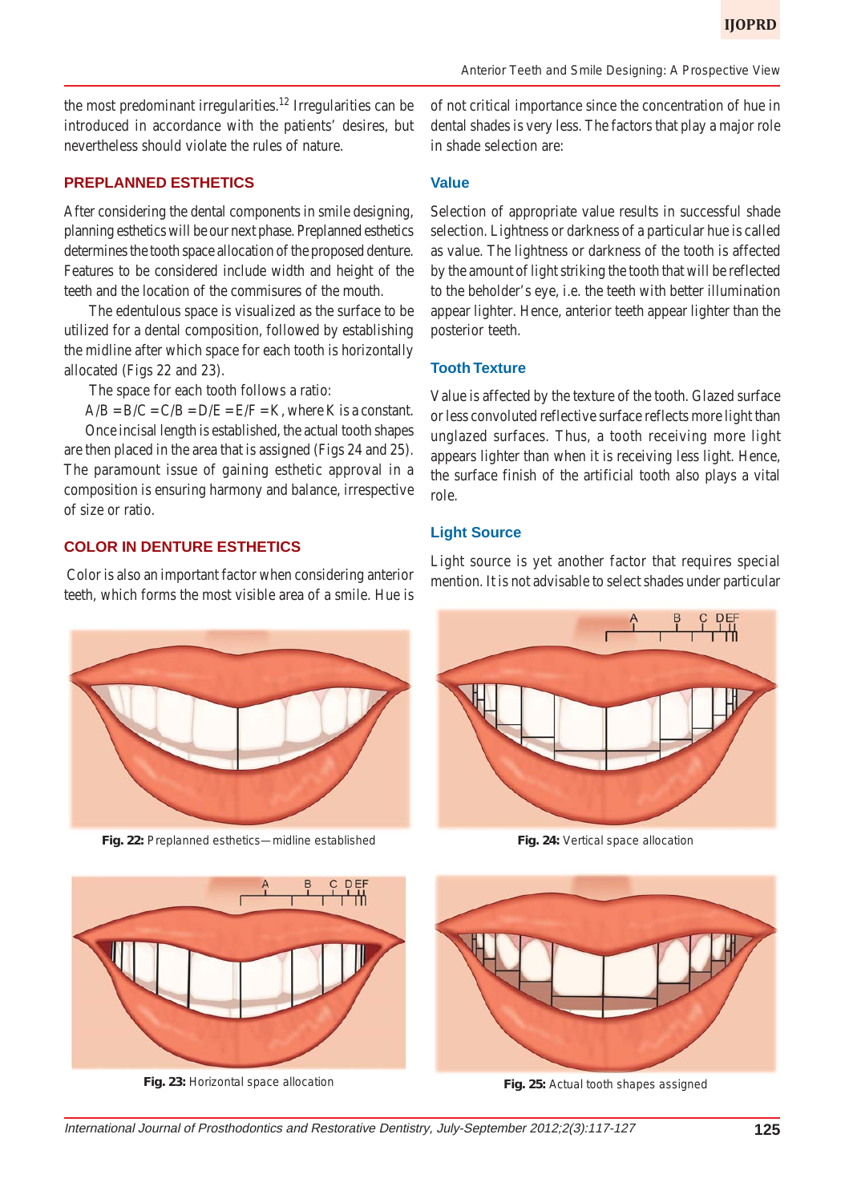the most predominant irregularities.[12] Irregularities can be introduced in accordance with the patients' desires, but nevertheless should violate the rules of nature.

## PREPLANNED ESTHETICS

After considering the dental components in smile designing, planning esthetics will be our next phase. Preplanned esthetics determines the tooth space allocation of the proposed denture. Features to be considered include width and height of the teeth and the location of the commisures of the mouth.

The edentulous space is visualized as the surface to be utilized for a dental composition, followed by establishing the midline after which space for each tooth is horizontally allocated (Figs 22 and 23).

The space for each tooth follows a ratio:

A/B = B/C = C/B = D/E = E/F = K, where K is a constant.

Once incisal length is established, the actual tooth shapes are then placed in the area that is assigned (Figs 24 and 25). The paramount issue of gaining esthetic approval in a composition is ensuring harmony and balance, irrespective of size or ratio.

## COLOR IN DENTURE ESTHETICS

Color is also an important factor when considering anterior teeth, which forms the most visible area of a smile. Hue is of not critical importance since the concentration of hue in dental shades is very less. The factors that play a major role in shade selection are:

### Value

Selection of appropriate value results in successful shade selection. Lightness or darkness of a particular hue is called as value. The lightness or darkness of the tooth is affected by the amount of light striking the tooth that will be reflected to the beholder's eye, i.e. the teeth with better illumination appear lighter. Hence, anterior teeth appear lighter than the posterior teeth.

### Tooth Texture

Value is affected by the texture of the tooth. Glazed surface or less convoluted reflective surface reflects more light than unglazed surfaces. Thus, a tooth receiving more light appears lighter than when it is receiving less light. Hence, the surface finish of the artificial tooth also plays a vital role.

### Light Source

Light source is yet another factor that requires special mention. It is not advisable to select shades under particular

**Fig. 22:** Preplanned esthetics—midline established

**Fig. 23:** Horizontal space allocation

**Fig. 24:** Vertical space allocation

**Fig. 25:** Actual tooth shapes assigned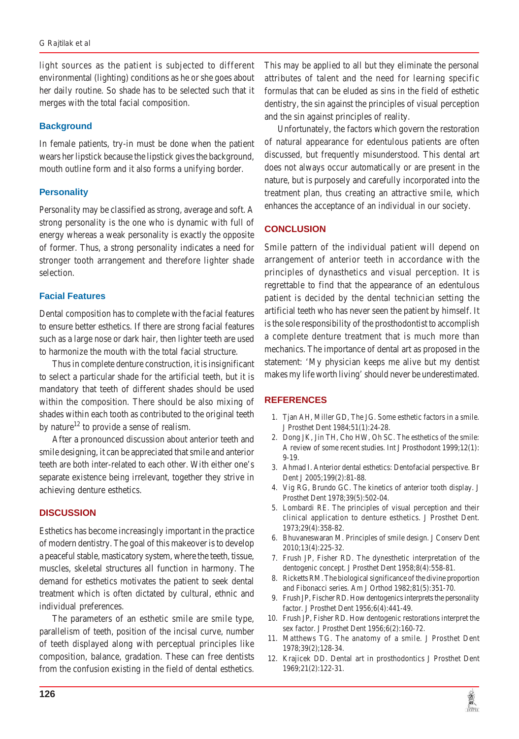light sources as the patient is subjected to different environmental (lighting) conditions as he or she goes about her daily routine. So shade has to be selected such that it merges with the total facial composition.

### Background

In female patients, try-in must be done when the patient wears her lipstick because the lipstick gives the background, mouth outline form and it also forms a unifying border.

### Personality

Personality may be classified as strong, average and soft. A strong personality is the one who is dynamic with full of energy whereas a weak personality is exactly the opposite of former. Thus, a strong personality indicates a need for stronger tooth arrangement and therefore lighter shade selection.

### Facial Features

Dental composition has to complete with the facial features to ensure better esthetics. If there are strong facial features such as a large nose or dark hair, then lighter teeth are used to harmonize the mouth with the total facial structure.

Thus in complete denture construction, it is insignificant to select a particular shade for the artificial teeth, but it is mandatory that teeth of different shades should be used within the composition. There should be also mixing of shades within each tooth as contributed to the original teeth by nature[12] to provide a sense of realism.

After a pronounced discussion about anterior teeth and smile designing, it can be appreciated that smile and anterior teeth are both inter-related to each other. With either one's separate existence being irrelevant, together they strive in achieving denture esthetics.

## DISCUSSION

Esthetics has become increasingly important in the practice of modern dentistry. The goal of this makeover is to develop a peaceful stable, masticatory system, where the teeth, tissue, muscles, skeletal structures all function in harmony. The demand for esthetics motivates the patient to seek dental treatment which is often dictated by cultural, ethnic and individual preferences.

The parameters of an esthetic smile are smile type, parallelism of teeth, position of the incisal curve, number of teeth displayed along with perceptual principles like composition, balance, gradation. These can free dentists from the confusion existing in the field of dental esthetics. This may be applied to all but they eliminate the personal attributes of talent and the need for learning specific formulas that can be eluded as sins in the field of esthetic dentistry, the sin against the principles of visual perception and the sin against principles of reality.

Unfortunately, the factors which govern the restoration of natural appearance for edentulous patients are often discussed, but frequently misunderstood. This dental art does not always occur automatically or are present in the nature, but is purposely and carefully incorporated into the treatment plan, thus creating an attractive smile, which enhances the acceptance of an individual in our society.

## CONCLUSION

Smile pattern of the individual patient will depend on arrangement of anterior teeth in accordance with the principles of dynasthetics and visual perception. It is regrettable to find that the appearance of an edentulous patient is decided by the dental technician setting the artificial teeth who has never seen the patient by himself. It is the sole responsibility of the prosthodontist to accomplish a complete denture treatment that is much more than mechanics. The importance of dental art as proposed in the statement: 'My physician keeps me alive but my dentist makes my life worth living' should never be underestimated.

## REFERENCES

1. Tjan AH, Miller GD, The JG. Some esthetic factors in a smile. J Prosthet Dent 1984;51(1):24-28.
2. Dong JK, Jin TH, Cho HW, Oh SC. The esthetics of the smile: A review of some recent studies. Int J Prosthodont 1999;12(1): 9-19.
3. Ahmad I. Anterior dental esthetics: Dentofacial perspective. Br Dent J 2005;199(2):81-88.
4. Vig RG, Brundo GC. The kinetics of anterior tooth display. J Prosthet Dent 1978;39(5):502-04.
5. Lombardi RE. The principles of visual perception and their clinical application to denture esthetics. J Prosthet Dent. 1973;29(4):358-82.
6. Bhuvaneswaran M. Principles of smile design. J Conserv Dent 2010;13(4):225-32.
7. Frush JP, Fisher RD. The dynesthetic interpretation of the dentogenic concept. J Prosthet Dent 1958;8(4):558-81.
8. Ricketts RM. The biological significance of the divine proportion and Fibonacci series. Am J Orthod 1982;81(5):351-70.
9. Frush JP, Fischer RD. How dentogenics interprets the personality factor. J Prosthet Dent 1956;6(4):441-49.
10. Frush JP, Fisher RD. How dentogenic restorations interpret the sex factor. J Prosthet Dent 1956;6(2):160-72.
11. Matthews TG. The anatomy of a smile. J Prosthet Dent 1978;39(2);128-34.
12. Krajicek DD. Dental art in prosthodontics J Prosthet Dent 1969;21(2):122-31.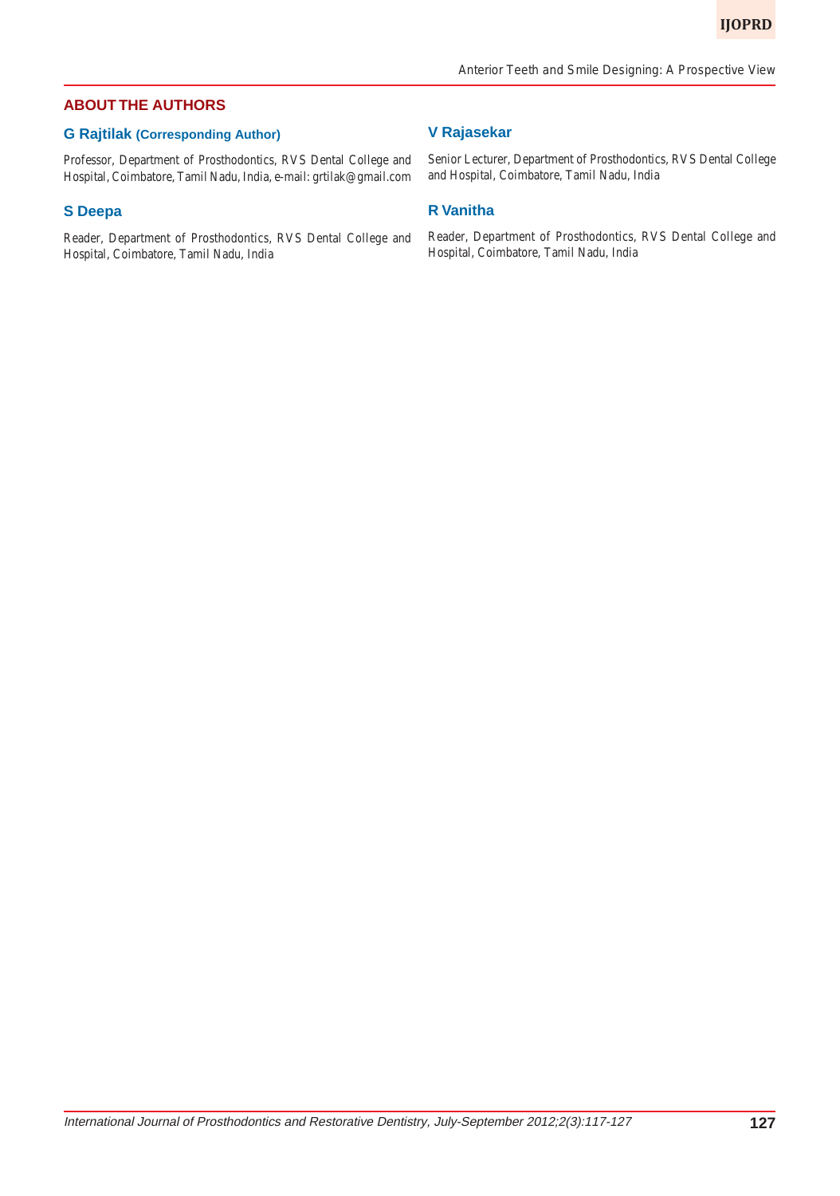## ABOUT THE AUTHORS

### G Rajtilak (Corresponding Author)

Professor, Department of Prosthodontics, RVS Dental College and Hospital, Coimbatore, Tamil Nadu, India, e-mail: grtilak@gmail.com

### S Deepa

Reader, Department of Prosthodontics, RVS Dental College and Hospital, Coimbatore, Tamil Nadu, India

### V Rajasekar

Senior Lecturer, Department of Prosthodontics, RVS Dental College and Hospital, Coimbatore, Tamil Nadu, India

### R Vanitha

Reader, Department of Prosthodontics, RVS Dental College and Hospital, Coimbatore, Tamil Nadu, India